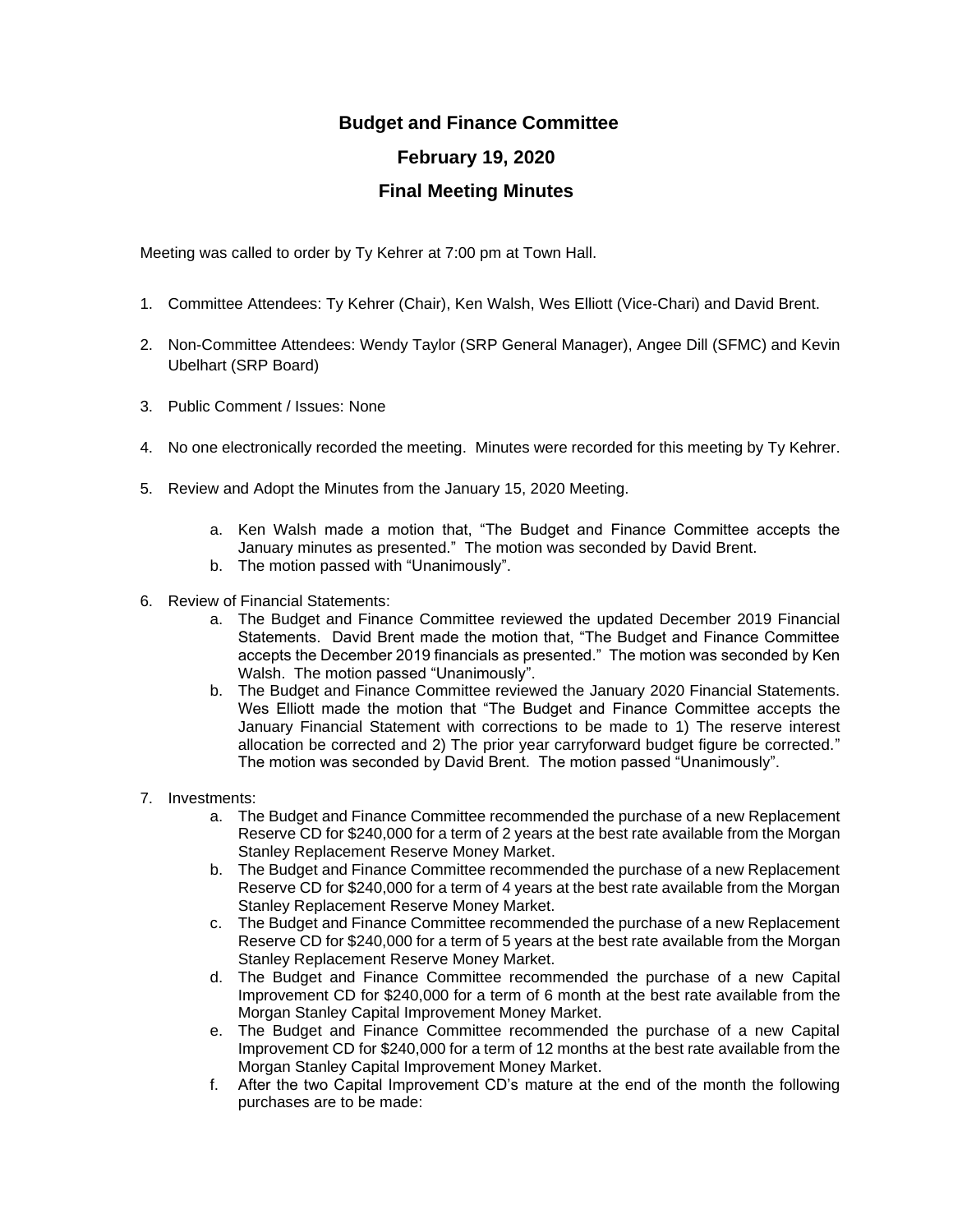# Budget and Finance Committee

## February 19, 2020

## Final Meeting Minutes

Meeting was called to order by Ty Kehrer at 7:00 pm at Town Hall.

1. Committee Attendees: Ty Kehrer (Chair), Ken Walsh, Wes Elliott (Vice-Chari) and David Brent.

2. Non-Committee Attendees: Wendy Taylor (SRP General Manager), Angee Dill (SFMC) and Kevin Ubelhart (SRP Board)

3. Public Comment / Issues: None

4. No one electronically recorded the meeting. Minutes were recorded for this meeting by Ty Kehrer.

5. Review and Adopt the Minutes from the January 15, 2020 Meeting.

    a. Ken Walsh made a motion that, "The Budget and Finance Committee accepts the January minutes as presented." The motion was seconded by David Brent.
    b. The motion passed with "Unanimously".

6. Review of Financial Statements:
    a. The Budget and Finance Committee reviewed the updated December 2019 Financial Statements. David Brent made the motion that, "The Budget and Finance Committee accepts the December 2019 financials as presented." The motion was seconded by Ken Walsh. The motion passed "Unanimously".
    b. The Budget and Finance Committee reviewed the January 2020 Financial Statements. Wes Elliott made the motion that "The Budget and Finance Committee accepts the January Financial Statement with corrections to be made to 1) The reserve interest allocation be corrected and 2) The prior year carryforward budget figure be corrected." The motion was seconded by David Brent. The motion passed "Unanimously".

7. Investments:
    a. The Budget and Finance Committee recommended the purchase of a new Replacement Reserve CD for $240,000 for a term of 2 years at the best rate available from the Morgan Stanley Replacement Reserve Money Market.
    b. The Budget and Finance Committee recommended the purchase of a new Replacement Reserve CD for $240,000 for a term of 4 years at the best rate available from the Morgan Stanley Replacement Reserve Money Market.
    c. The Budget and Finance Committee recommended the purchase of a new Replacement Reserve CD for $240,000 for a term of 5 years at the best rate available from the Morgan Stanley Replacement Reserve Money Market.
    d. The Budget and Finance Committee recommended the purchase of a new Capital Improvement CD for $240,000 for a term of 6 month at the best rate available from the Morgan Stanley Capital Improvement Money Market.
    e. The Budget and Finance Committee recommended the purchase of a new Capital Improvement CD for $240,000 for a term of 12 months at the best rate available from the Morgan Stanley Capital Improvement Money Market.
    f. After the two Capital Improvement CD's mature at the end of the month the following purchases are to be made: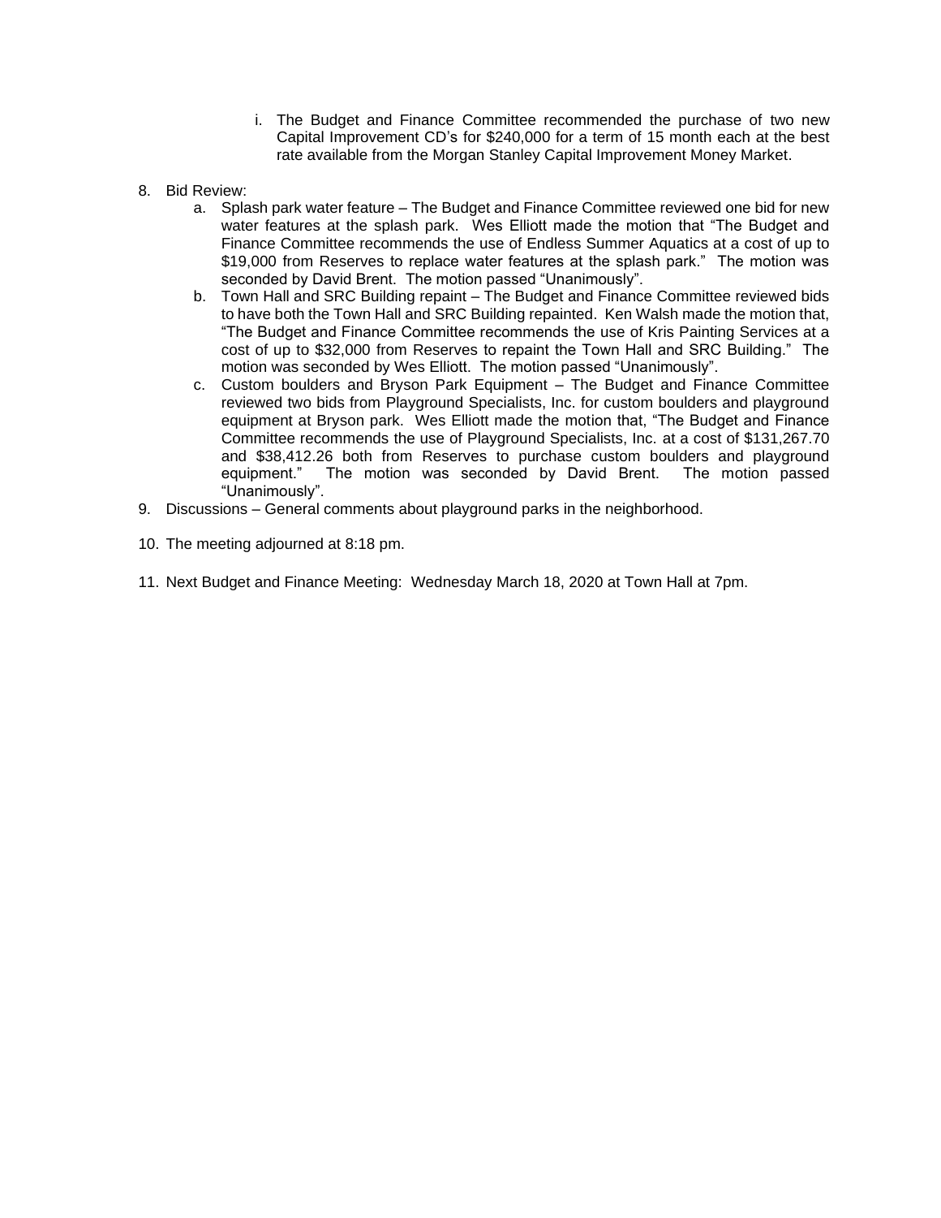i. The Budget and Finance Committee recommended the purchase of two new Capital Improvement CD's for $240,000 for a term of 15 month each at the best rate available from the Morgan Stanley Capital Improvement Money Market.

8. Bid Review:
    a. Splash park water feature – The Budget and Finance Committee reviewed one bid for new water features at the splash park. Wes Elliott made the motion that "The Budget and Finance Committee recommends the use of Endless Summer Aquatics at a cost of up to $19,000 from Reserves to replace water features at the splash park." The motion was seconded by David Brent. The motion passed "Unanimously".
    b. Town Hall and SRC Building repaint – The Budget and Finance Committee reviewed bids to have both the Town Hall and SRC Building repainted. Ken Walsh made the motion that, "The Budget and Finance Committee recommends the use of Kris Painting Services at a cost of up to $32,000 from Reserves to repaint the Town Hall and SRC Building." The motion was seconded by Wes Elliott. The motion passed "Unanimously".
    c. Custom boulders and Bryson Park Equipment – The Budget and Finance Committee reviewed two bids from Playground Specialists, Inc. for custom boulders and playground equipment at Bryson park. Wes Elliott made the motion that, "The Budget and Finance Committee recommends the use of Playground Specialists, Inc. at a cost of $131,267.70 and $38,412.26 both from Reserves to purchase custom boulders and playground equipment." The motion was seconded by David Brent. The motion passed "Unanimously".
9. Discussions – General comments about playground parks in the neighborhood.

10. The meeting adjourned at 8:18 pm.

11. Next Budget and Finance Meeting: Wednesday March 18, 2020 at Town Hall at 7pm.